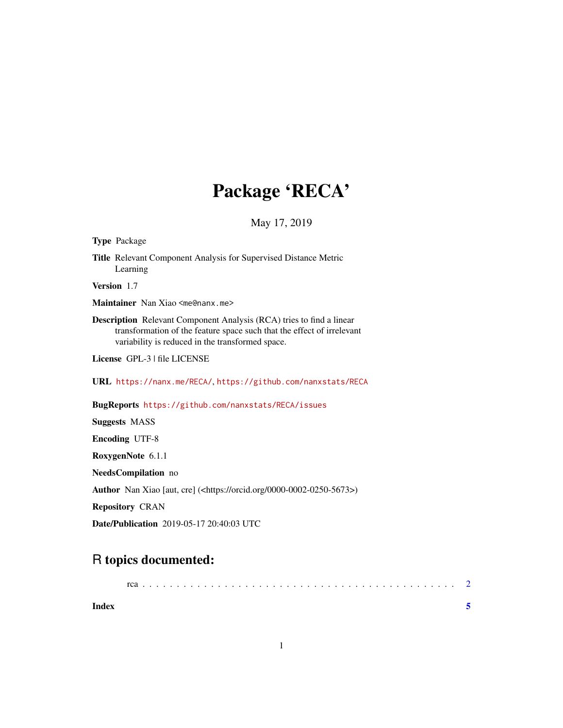# Package 'RECA'

May 17, 2019

**Type** Package

**Title** Relevant Component Analysis for Supervised Distance Metric Learning

**Version** 1.7

**Maintainer** Nan Xiao <me@nanx.me>

**Description** Relevant Component Analysis (RCA) tries to find a linear transformation of the feature space such that the effect of irrelevant variability is reduced in the transformed space.

**License** GPL-3 | file LICENSE

**URL** https://nanx.me/RECA/, https://github.com/nanxstats/RECA

**BugReports** https://github.com/nanxstats/RECA/issues

**Suggests** MASS

**Encoding** UTF-8

**RoxygenNote** 6.1.1

**NeedsCompilation** no

**Author** Nan Xiao [aut, cre] (<https://orcid.org/0000-0002-0250-5673>)

**Repository** CRAN

**Date/Publication** 2019-05-17 20:40:03 UTC

## R topics documented:

rca . . . . . . . . . . . . . . . . . . . . . . . . . . . . . . . . . . . . . . . . . . . . 2

**Index** **5**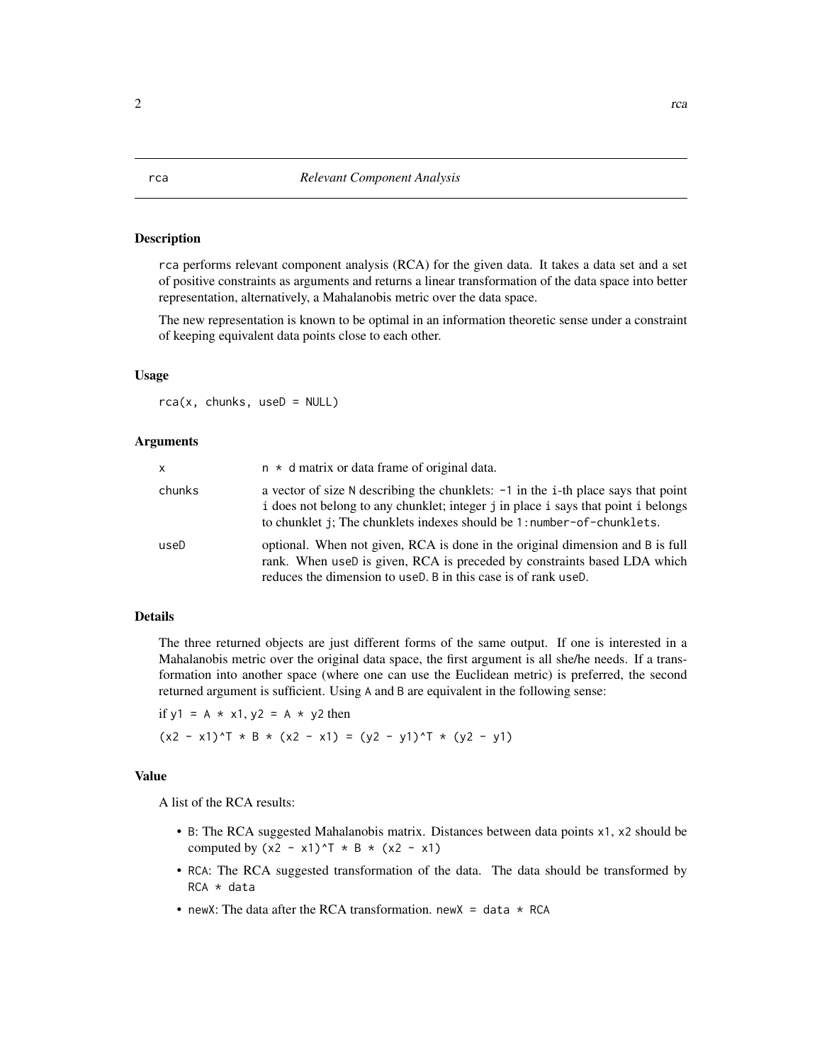# rca — *Relevant Component Analysis*

## Description

rca performs relevant component analysis (RCA) for the given data. It takes a data set and a set of positive constraints as arguments and returns a linear transformation of the data space into better representation, alternatively, a Mahalanobis metric over the data space.

The new representation is known to be optimal in an information theoretic sense under a constraint of keeping equivalent data points close to each other.

## Usage

```
rca(x, chunks, useD = NULL)
```

## Arguments

| | |
|---|---|
| x | n * d matrix or data frame of original data. |
| chunks | a vector of size N describing the chunklets: -1 in the i-th place says that point i does not belong to any chunklet; integer j in place i says that point i belongs to chunklet j; The chunklets indexes should be 1:number-of-chunklets. |
| useD | optional. When not given, RCA is done in the original dimension and B is full rank. When useD is given, RCA is preceded by constraints based LDA which reduces the dimension to useD. B in this case is of rank useD. |

## Details

The three returned objects are just different forms of the same output. If one is interested in a Mahalanobis metric over the original data space, the first argument is all she/he needs. If a transformation into another space (where one can use the Euclidean metric) is preferred, the second returned argument is sufficient. Using A and B are equivalent in the following sense:

if `y1 = A * x1`, `y2 = A * y2` then

`(x2 - x1)^T * B * (x2 - x1) = (y2 - y1)^T * (y2 - y1)`

## Value

A list of the RCA results:

- B: The RCA suggested Mahalanobis matrix. Distances between data points x1, x2 should be computed by `(x2 - x1)^T * B * (x2 - x1)`
- RCA: The RCA suggested transformation of the data. The data should be transformed by `RCA * data`
- newX: The data after the RCA transformation. `newX = data * RCA`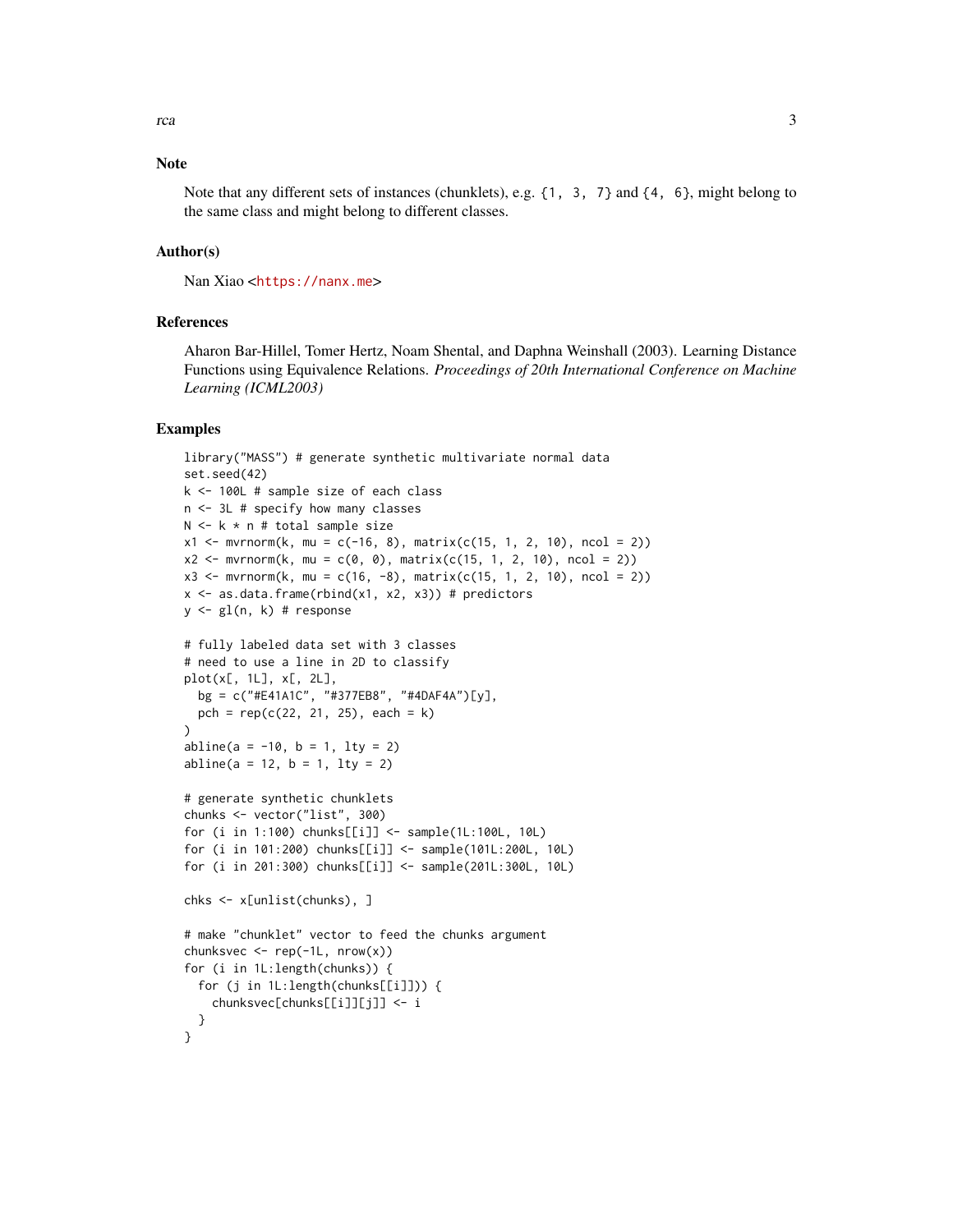## Note

Note that any different sets of instances (chunklets), e.g. {1, 3, 7} and {4, 6}, might belong to the same class and might belong to different classes.

## Author(s)

Nan Xiao <https://nanx.me>

## References

Aharon Bar-Hillel, Tomer Hertz, Noam Shental, and Daphna Weinshall (2003). Learning Distance Functions using Equivalence Relations. *Proceedings of 20th International Conference on Machine Learning (ICML2003)*

## Examples

```
library("MASS") # generate synthetic multivariate normal data
set.seed(42)
k <- 100L # sample size of each class
n <- 3L # specify how many classes
N <- k * n # total sample size
x1 <- mvrnorm(k, mu = c(-16, 8), matrix(c(15, 1, 2, 10), ncol = 2))
x2 <- mvrnorm(k, mu = c(0, 0), matrix(c(15, 1, 2, 10), ncol = 2))
x3 <- mvrnorm(k, mu = c(16, -8), matrix(c(15, 1, 2, 10), ncol = 2))
x <- as.data.frame(rbind(x1, x2, x3)) # predictors
y <- gl(n, k) # response

# fully labeled data set with 3 classes
# need to use a line in 2D to classify
plot(x[, 1L], x[, 2L],
  bg = c("#E41A1C", "#377EB8", "#4DAF4A")[y],
  pch = rep(c(22, 21, 25), each = k)
)
abline(a = -10, b = 1, lty = 2)
abline(a = 12, b = 1, lty = 2)

# generate synthetic chunklets
chunks <- vector("list", 300)
for (i in 1:100) chunks[[i]] <- sample(1L:100L, 10L)
for (i in 101:200) chunks[[i]] <- sample(101L:200L, 10L)
for (i in 201:300) chunks[[i]] <- sample(201L:300L, 10L)

chks <- x[unlist(chunks), ]

# make "chunklet" vector to feed the chunks argument
chunksvec <- rep(-1L, nrow(x))
for (i in 1L:length(chunks)) {
  for (j in 1L:length(chunks[[i]])) {
    chunksvec[chunks[[i]][j]] <- i
  }
}
```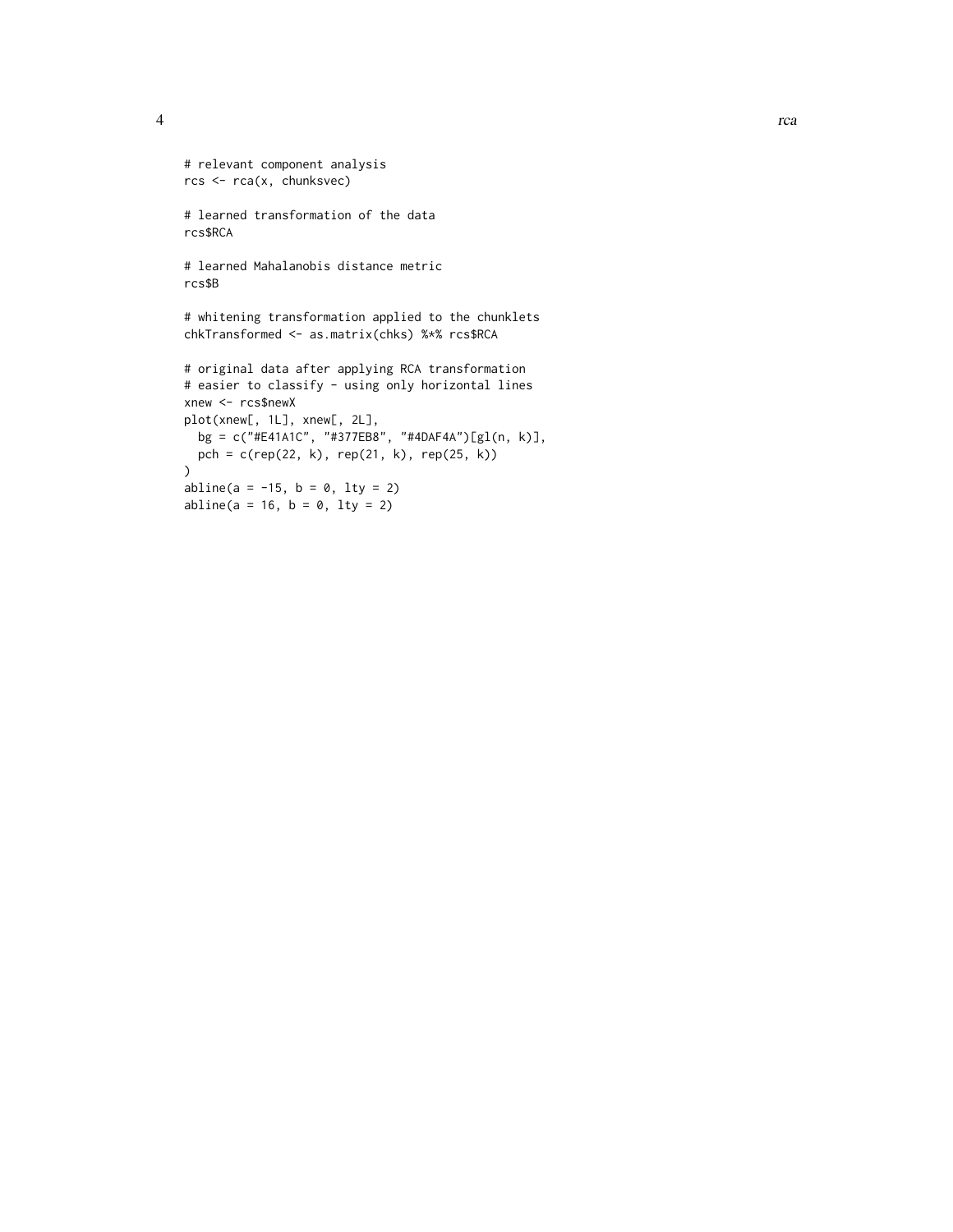```
# relevant component analysis
rcs <- rca(x, chunksvec)

# learned transformation of the data
rcs$RCA

# learned Mahalanobis distance metric
rcs$B

# whitening transformation applied to the chunklets
chkTransformed <- as.matrix(chks) %*% rcs$RCA

# original data after applying RCA transformation
# easier to classify - using only horizontal lines
xnew <- rcs$newX
plot(xnew[, 1L], xnew[, 2L],
  bg = c("#E41A1C", "#377EB8", "#4DAF4A")[gl(n, k)],
  pch = c(rep(22, k), rep(21, k), rep(25, k))
)
abline(a = -15, b = 0, lty = 2)
abline(a = 16, b = 0, lty = 2)
```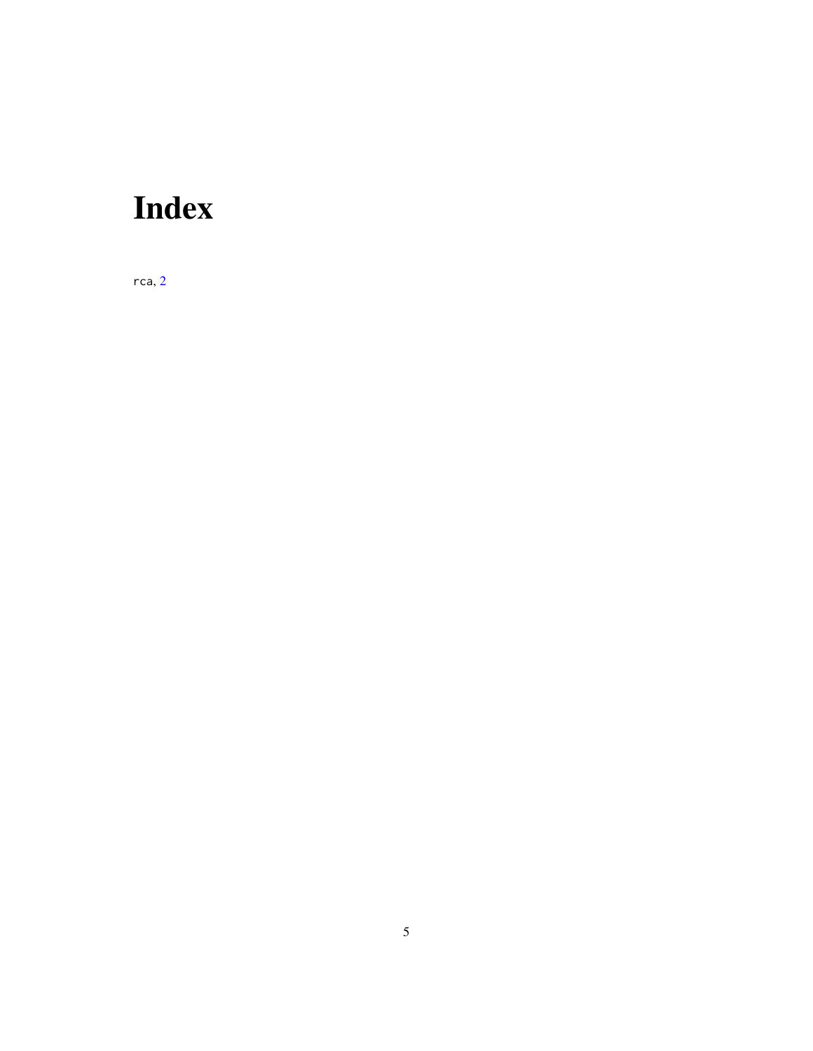# Index

rca, 2